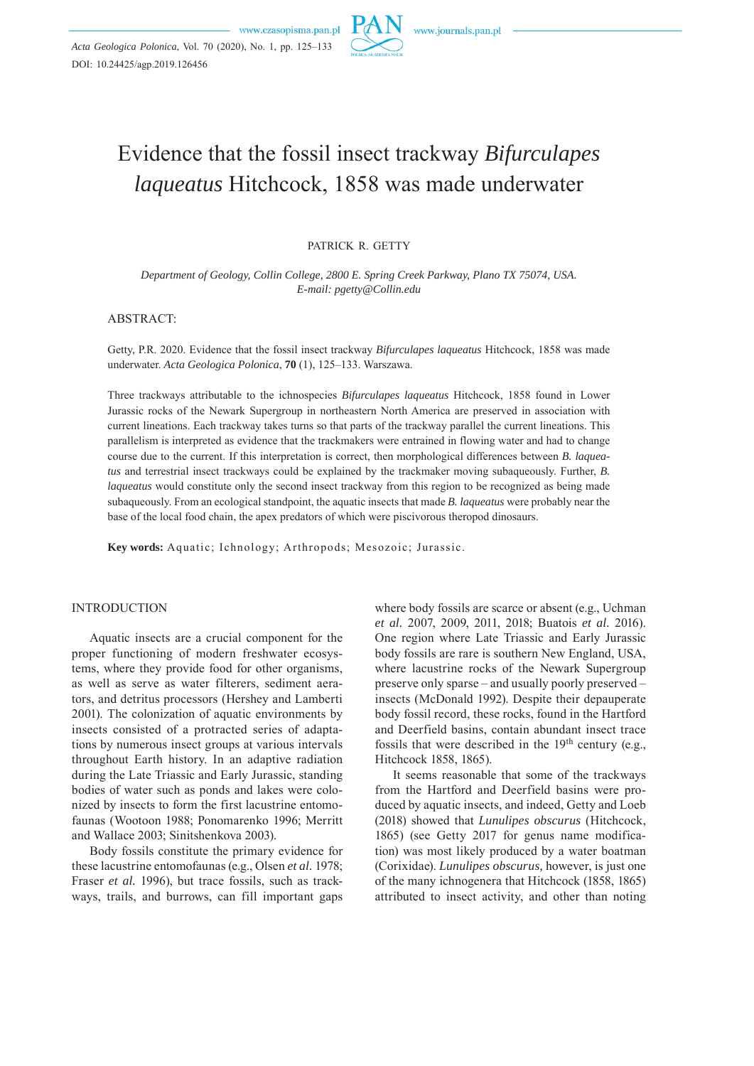# Evidence that the fossil insect trackway *Bifurculapes laqueatus* Hitchcock, 1858 was made underwater

PATRICK R. GETTY

*Department of Geology, Collin College, 2800 E. Spring Creek Parkway, Plano TX 75074, USA.*
*E-mail: pgetty@Collin.edu*

ABSTRACT:

Getty, P.R. 2020. Evidence that the fossil insect trackway *Bifurculapes laqueatus* Hitchcock, 1858 was made underwater. *Acta Geologica Polonica*, **70** (1), 125–133. Warszawa.

Three trackways attributable to the ichnospecies *Bifurculapes laqueatus* Hitchcock, 1858 found in Lower Jurassic rocks of the Newark Supergroup in northeastern North America are preserved in association with current lineations. Each trackway takes turns so that parts of the trackway parallel the current lineations. This parallelism is interpreted as evidence that the trackmakers were entrained in flowing water and had to change course due to the current. If this interpretation is correct, then morphological differences between *B. laqueatus* and terrestrial insect trackways could be explained by the trackmaker moving subaqueously. Further, *B. laqueatus* would constitute only the second insect trackway from this region to be recognized as being made subaqueously. From an ecological standpoint, the aquatic insects that made *B. laqueatus* were probably near the base of the local food chain, the apex predators of which were piscivorous theropod dinosaurs.

**Key words:** Aquatic; Ichnology; Arthropods; Mesozoic; Jurassic.

## INTRODUCTION

Aquatic insects are a crucial component for the proper functioning of modern freshwater ecosystems, where they provide food for other organisms, as well as serve as water filterers, sediment aerators, and detritus processors (Hershey and Lamberti 2001). The colonization of aquatic environments by insects consisted of a protracted series of adaptations by numerous insect groups at various intervals throughout Earth history. In an adaptive radiation during the Late Triassic and Early Jurassic, standing bodies of water such as ponds and lakes were colonized by insects to form the first lacustrine entomofaunas (Wootoon 1988; Ponomarenko 1996; Merritt and Wallace 2003; Sinitshenkova 2003).

Body fossils constitute the primary evidence for these lacustrine entomofaunas (e.g., Olsen *et al.* 1978; Fraser *et al.* 1996), but trace fossils, such as trackways, trails, and burrows, can fill important gaps where body fossils are scarce or absent (e.g., Uchman *et al.* 2007, 2009, 2011, 2018; Buatois *et al.* 2016). One region where Late Triassic and Early Jurassic body fossils are rare is southern New England, USA, where lacustrine rocks of the Newark Supergroup preserve only sparse – and usually poorly preserved – insects (McDonald 1992). Despite their depauperate body fossil record, these rocks, found in the Hartford and Deerfield basins, contain abundant insect trace fossils that were described in the 19th century (e.g., Hitchcock 1858, 1865).

It seems reasonable that some of the trackways from the Hartford and Deerfield basins were produced by aquatic insects, and indeed, Getty and Loeb (2018) showed that *Lunulipes obscurus* (Hitchcock, 1865) (see Getty 2017 for genus name modification) was most likely produced by a water boatman (Corixidae). *Lunulipes obscurus,* however, is just one of the many ichnogenera that Hitchcock (1858, 1865) attributed to insect activity, and other than noting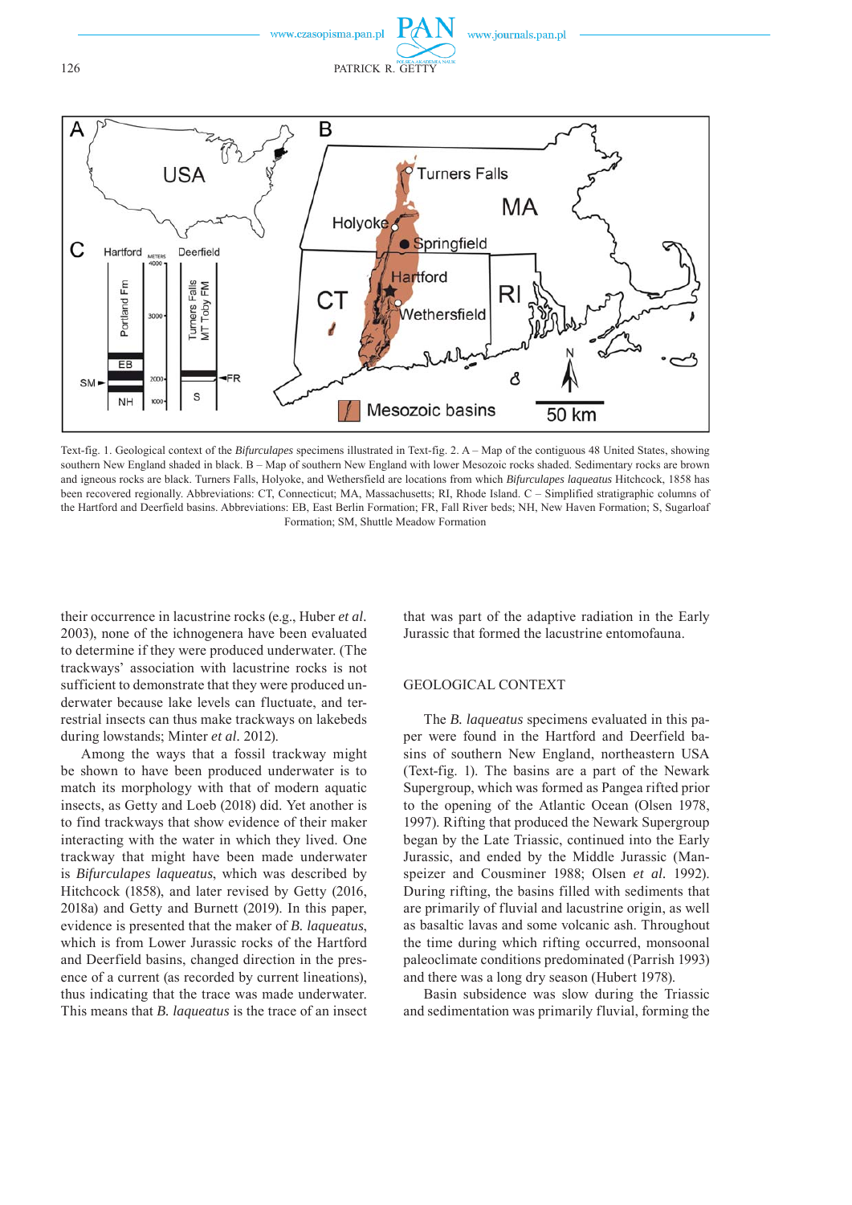Text-fig. 1. Geological context of the *Bifurculapes* specimens illustrated in Text-fig. 2. A – Map of the contiguous 48 United States, showing southern New England shaded in black. B – Map of southern New England with lower Mesozoic rocks shaded. Sedimentary rocks are brown and igneous rocks are black. Turners Falls, Holyoke, and Wethersfield are locations from which *Bifurculapes laqueatus* Hitchcock, 1858 has been recovered regionally. Abbreviations: CT, Connecticut; MA, Massachusetts; RI, Rhode Island. C – Simplified stratigraphic columns of the Hartford and Deerfield basins. Abbreviations: EB, East Berlin Formation; FR, Fall River beds; NH, New Haven Formation; S, Sugarloaf Formation; SM, Shuttle Meadow Formation

their occurrence in lacustrine rocks (e.g., Huber *et al.* 2003), none of the ichnogenera have been evaluated to determine if they were produced underwater. (The trackways' association with lacustrine rocks is not sufficient to demonstrate that they were produced underwater because lake levels can fluctuate, and terrestrial insects can thus make trackways on lakebeds during lowstands; Minter *et al*. 2012).

Among the ways that a fossil trackway might be shown to have been produced underwater is to match its morphology with that of modern aquatic insects, as Getty and Loeb (2018) did. Yet another is to find trackways that show evidence of their maker interacting with the water in which they lived. One trackway that might have been made underwater is *Bifurculapes laqueatus*, which was described by Hitchcock (1858), and later revised by Getty (2016, 2018a) and Getty and Burnett (2019). In this paper, evidence is presented that the maker of *B. laqueatus*, which is from Lower Jurassic rocks of the Hartford and Deerfield basins, changed direction in the presence of a current (as recorded by current lineations), thus indicating that the trace was made underwater. This means that *B. laqueatus* is the trace of an insect that was part of the adaptive radiation in the Early Jurassic that formed the lacustrine entomofauna.

## GEOLOGICAL CONTEXT

The *B. laqueatus* specimens evaluated in this paper were found in the Hartford and Deerfield basins of southern New England, northeastern USA (Text-fig. 1). The basins are a part of the Newark Supergroup, which was formed as Pangea rifted prior to the opening of the Atlantic Ocean (Olsen 1978, 1997). Rifting that produced the Newark Supergroup began by the Late Triassic, continued into the Early Jurassic, and ended by the Middle Jurassic (Manspeizer and Cousminer 1988; Olsen *et al.* 1992). During rifting, the basins filled with sediments that are primarily of fluvial and lacustrine origin, as well as basaltic lavas and some volcanic ash. Throughout the time during which rifting occurred, monsoonal paleoclimate conditions predominated (Parrish 1993) and there was a long dry season (Hubert 1978).

Basin subsidence was slow during the Triassic and sedimentation was primarily fluvial, forming the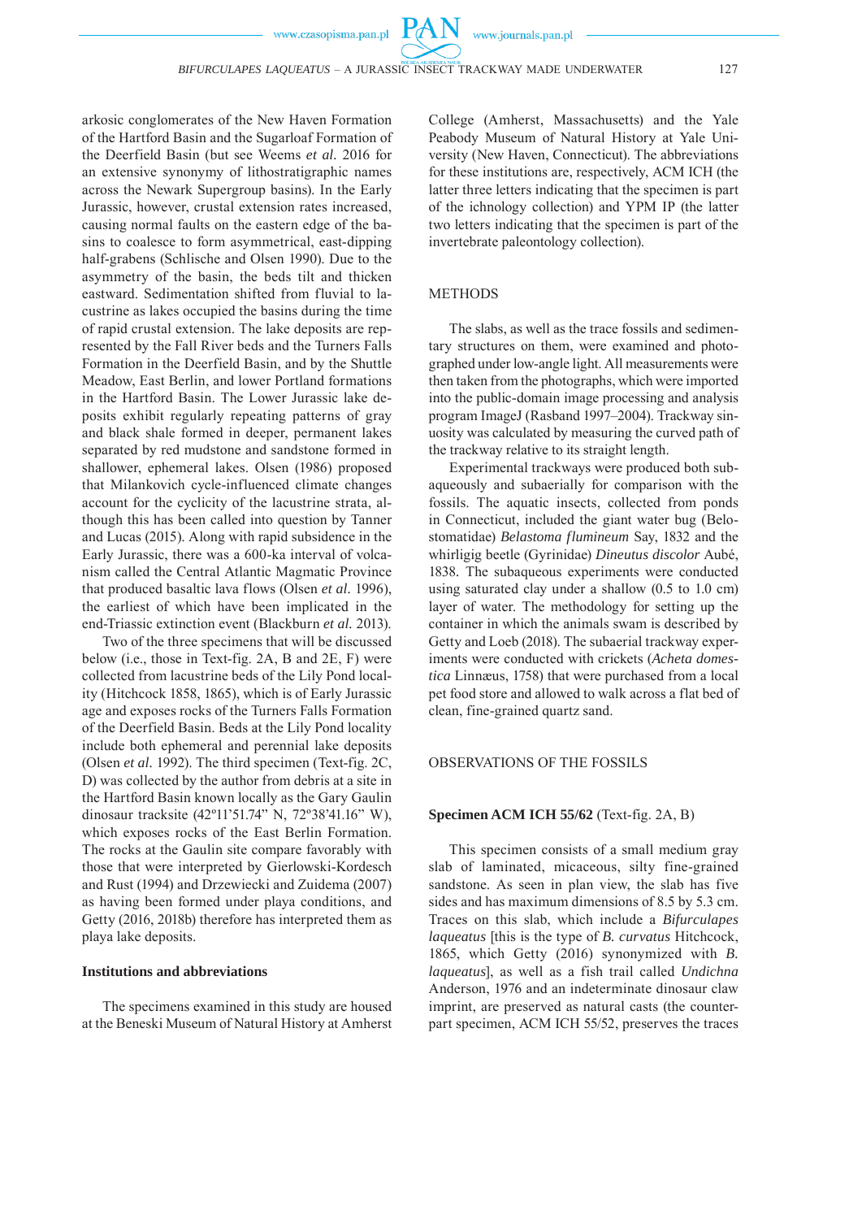arkosic conglomerates of the New Haven Formation of the Hartford Basin and the Sugarloaf Formation of the Deerfield Basin (but see Weems *et al.* 2016 for an extensive synonymy of lithostratigraphic names across the Newark Supergroup basins). In the Early Jurassic, however, crustal extension rates increased, causing normal faults on the eastern edge of the basins to coalesce to form asymmetrical, east-dipping half-grabens (Schlische and Olsen 1990). Due to the asymmetry of the basin, the beds tilt and thicken eastward. Sedimentation shifted from fluvial to lacustrine as lakes occupied the basins during the time of rapid crustal extension. The lake deposits are represented by the Fall River beds and the Turners Falls Formation in the Deerfield Basin, and by the Shuttle Meadow, East Berlin, and lower Portland formations in the Hartford Basin. The Lower Jurassic lake deposits exhibit regularly repeating patterns of gray and black shale formed in deeper, permanent lakes separated by red mudstone and sandstone formed in shallower, ephemeral lakes. Olsen (1986) proposed that Milankovich cycle-influenced climate changes account for the cyclicity of the lacustrine strata, although this has been called into question by Tanner and Lucas (2015). Along with rapid subsidence in the Early Jurassic, there was a 600-ka interval of volcanism called the Central Atlantic Magmatic Province that produced basaltic lava flows (Olsen *et al.* 1996), the earliest of which have been implicated in the end-Triassic extinction event (Blackburn *et al.* 2013).

Two of the three specimens that will be discussed below (i.e., those in Text-fig. 2A, B and 2E, F) were collected from lacustrine beds of the Lily Pond locality (Hitchcock 1858, 1865), which is of Early Jurassic age and exposes rocks of the Turners Falls Formation of the Deerfield Basin. Beds at the Lily Pond locality include both ephemeral and perennial lake deposits (Olsen *et al.* 1992). The third specimen (Text-fig. 2C, D) was collected by the author from debris at a site in the Hartford Basin known locally as the Gary Gaulin dinosaur tracksite (42º11'51.74" N, 72º38'41.16" W), which exposes rocks of the East Berlin Formation. The rocks at the Gaulin site compare favorably with those that were interpreted by Gierlowski-Kordesch and Rust (1994) and Drzewiecki and Zuidema (2007) as having been formed under playa conditions, and Getty (2016, 2018b) therefore has interpreted them as playa lake deposits.

### Institutions and abbreviations

The specimens examined in this study are housed at the Beneski Museum of Natural History at Amherst College (Amherst, Massachusetts) and the Yale Peabody Museum of Natural History at Yale University (New Haven, Connecticut). The abbreviations for these institutions are, respectively, ACM ICH (the latter three letters indicating that the specimen is part of the ichnology collection) and YPM IP (the latter two letters indicating that the specimen is part of the invertebrate paleontology collection).

## METHODS

The slabs, as well as the trace fossils and sedimentary structures on them, were examined and photographed under low-angle light. All measurements were then taken from the photographs, which were imported into the public-domain image processing and analysis program ImageJ (Rasband 1997–2004). Trackway sinuosity was calculated by measuring the curved path of the trackway relative to its straight length.

Experimental trackways were produced both subaqueously and subaerially for comparison with the fossils. The aquatic insects, collected from ponds in Connecticut, included the giant water bug (Belostomatidae) *Belastoma flumineum* Say, 1832 and the whirligig beetle (Gyrinidae) *Dineutus discolor* Aubé, 1838. The subaqueous experiments were conducted using saturated clay under a shallow (0.5 to 1.0 cm) layer of water. The methodology for setting up the container in which the animals swam is described by Getty and Loeb (2018). The subaerial trackway experiments were conducted with crickets (*Acheta domestica* Linnæus, 1758) that were purchased from a local pet food store and allowed to walk across a flat bed of clean, fine-grained quartz sand.

## OBSERVATIONS OF THE FOSSILS

**Specimen ACM ICH 55/62** (Text-fig. 2A, B)

This specimen consists of a small medium gray slab of laminated, micaceous, silty fine-grained sandstone. As seen in plan view, the slab has five sides and has maximum dimensions of 8.5 by 5.3 cm. Traces on this slab, which include a *Bifurculapes laqueatus* [this is the type of *B. curvatus* Hitchcock, 1865, which Getty (2016) synonymized with *B. laqueatus*], as well as a fish trail called *Undichna* Anderson, 1976 and an indeterminate dinosaur claw imprint, are preserved as natural casts (the counterpart specimen, ACM ICH 55/52, preserves the traces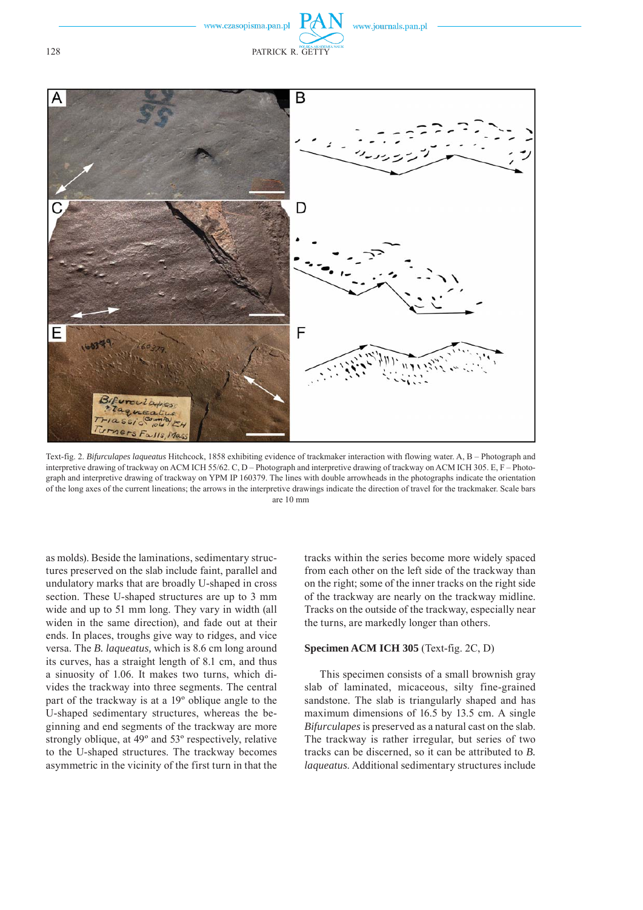Text-fig. 2. *Bifurculapes laqueatus* Hitchcock, 1858 exhibiting evidence of trackmaker interaction with flowing water. A, B – Photograph and interpretive drawing of trackway on ACM ICH 55/62. C, D – Photograph and interpretive drawing of trackway on ACM ICH 305. E, F – Photograph and interpretive drawing of trackway on YPM IP 160379. The lines with double arrowheads in the photographs indicate the orientation of the long axes of the current lineations; the arrows in the interpretive drawings indicate the direction of travel for the trackmaker. Scale bars are 10 mm

as molds). Beside the laminations, sedimentary structures preserved on the slab include faint, parallel and undulatory marks that are broadly U-shaped in cross section. These U-shaped structures are up to 3 mm wide and up to 51 mm long. They vary in width (all widen in the same direction), and fade out at their ends. In places, troughs give way to ridges, and vice versa. The *B. laqueatus,* which is 8.6 cm long around its curves, has a straight length of 8.1 cm, and thus a sinuosity of 1.06. It makes two turns, which divides the trackway into three segments. The central part of the trackway is at a 19º oblique angle to the U-shaped sedimentary structures, whereas the beginning and end segments of the trackway are more strongly oblique, at 49º and 53º respectively, relative to the U-shaped structures. The trackway becomes asymmetric in the vicinity of the first turn in that the tracks within the series become more widely spaced from each other on the left side of the trackway than on the right; some of the inner tracks on the right side of the trackway are nearly on the trackway midline. Tracks on the outside of the trackway, especially near the turns, are markedly longer than others.

**Specimen ACM ICH 305** (Text-fig. 2C, D)

This specimen consists of a small brownish gray slab of laminated, micaceous, silty fine-grained sandstone. The slab is triangularly shaped and has maximum dimensions of 16.5 by 13.5 cm. A single *Bifurculapes* is preserved as a natural cast on the slab. The trackway is rather irregular, but series of two tracks can be discerned, so it can be attributed to *B. laqueatus.* Additional sedimentary structures include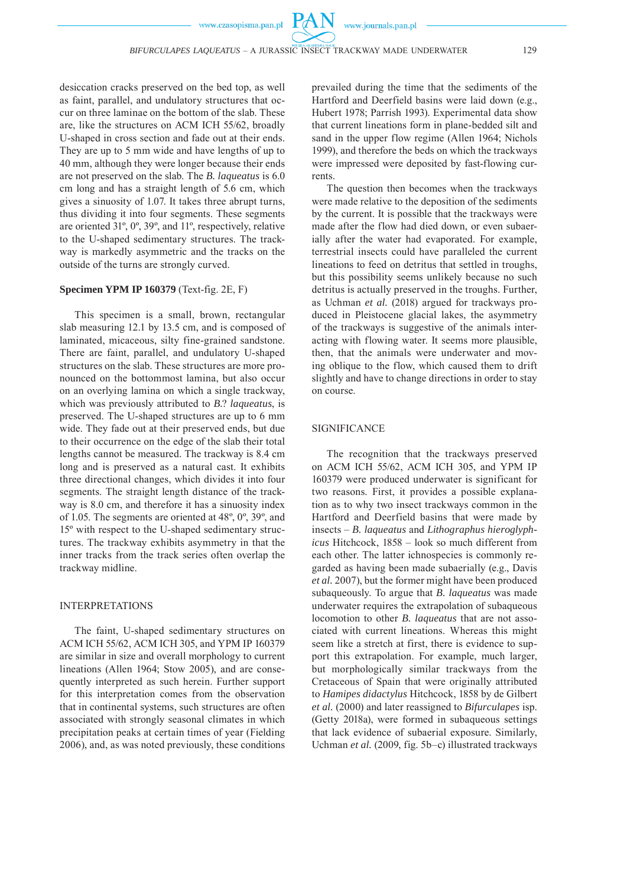desiccation cracks preserved on the bed top, as well as faint, parallel, and undulatory structures that occur on three laminae on the bottom of the slab. These are, like the structures on ACM ICH 55/62, broadly U-shaped in cross section and fade out at their ends. They are up to 5 mm wide and have lengths of up to 40 mm, although they were longer because their ends are not preserved on the slab. The *B. laqueatus* is 6.0 cm long and has a straight length of 5.6 cm, which gives a sinuosity of 1.07. It takes three abrupt turns, thus dividing it into four segments. These segments are oriented 31º, 0º, 39º, and 11º, respectively, relative to the U-shaped sedimentary structures. The trackway is markedly asymmetric and the tracks on the outside of the turns are strongly curved.

**Specimen YPM IP 160379** (Text-fig. 2E, F)

This specimen is a small, brown, rectangular slab measuring 12.1 by 13.5 cm, and is composed of laminated, micaceous, silty fine-grained sandstone. There are faint, parallel, and undulatory U-shaped structures on the slab. These structures are more pronounced on the bottommost lamina, but also occur on an overlying lamina on which a single trackway, which was previously attributed to *B.*? *laqueatus*, is preserved. The U-shaped structures are up to 6 mm wide. They fade out at their preserved ends, but due to their occurrence on the edge of the slab their total lengths cannot be measured. The trackway is 8.4 cm long and is preserved as a natural cast. It exhibits three directional changes, which divides it into four segments. The straight length distance of the trackway is 8.0 cm, and therefore it has a sinuosity index of 1.05. The segments are oriented at 48º, 0º, 39º, and 15º with respect to the U-shaped sedimentary structures. The trackway exhibits asymmetry in that the inner tracks from the track series often overlap the trackway midline.

## INTERPRETATIONS

The faint, U-shaped sedimentary structures on ACM ICH 55/62, ACM ICH 305, and YPM IP 160379 are similar in size and overall morphology to current lineations (Allen 1964; Stow 2005), and are consequently interpreted as such herein. Further support for this interpretation comes from the observation that in continental systems, such structures are often associated with strongly seasonal climates in which precipitation peaks at certain times of year (Fielding 2006), and, as was noted previously, these conditions prevailed during the time that the sediments of the Hartford and Deerfield basins were laid down (e.g., Hubert 1978; Parrish 1993). Experimental data show that current lineations form in plane-bedded silt and sand in the upper flow regime (Allen 1964; Nichols 1999), and therefore the beds on which the trackways were impressed were deposited by fast-flowing currents.

The question then becomes when the trackways were made relative to the deposition of the sediments by the current. It is possible that the trackways were made after the flow had died down, or even subaerially after the water had evaporated. For example, terrestrial insects could have paralleled the current lineations to feed on detritus that settled in troughs, but this possibility seems unlikely because no such detritus is actually preserved in the troughs. Further, as Uchman *et al.* (2018) argued for trackways produced in Pleistocene glacial lakes, the asymmetry of the trackways is suggestive of the animals interacting with flowing water. It seems more plausible, then, that the animals were underwater and moving oblique to the flow, which caused them to drift slightly and have to change directions in order to stay on course.

## SIGNIFICANCE

The recognition that the trackways preserved on ACM ICH 55/62, ACM ICH 305, and YPM IP 160379 were produced underwater is significant for two reasons. First, it provides a possible explanation as to why two insect trackways common in the Hartford and Deerfield basins that were made by insects – *B. laqueatus* and *Lithographus hieroglyphicus* Hitchcock, 1858 – look so much different from each other. The latter ichnospecies is commonly regarded as having been made subaerially (e.g., Davis *et al.* 2007), but the former might have been produced subaqueously. To argue that *B. laqueatus* was made underwater requires the extrapolation of subaqueous locomotion to other *B. laqueatus* that are not associated with current lineations. Whereas this might seem like a stretch at first, there is evidence to support this extrapolation. For example, much larger, but morphologically similar trackways from the Cretaceous of Spain that were originally attributed to *Hamipes didactylus* Hitchcock, 1858 by de Gilbert *et al.* (2000) and later reassigned to *Bifurculapes* isp. (Getty 2018a), were formed in subaqueous settings that lack evidence of subaerial exposure. Similarly, Uchman *et al.* (2009, fig. 5b–c) illustrated trackways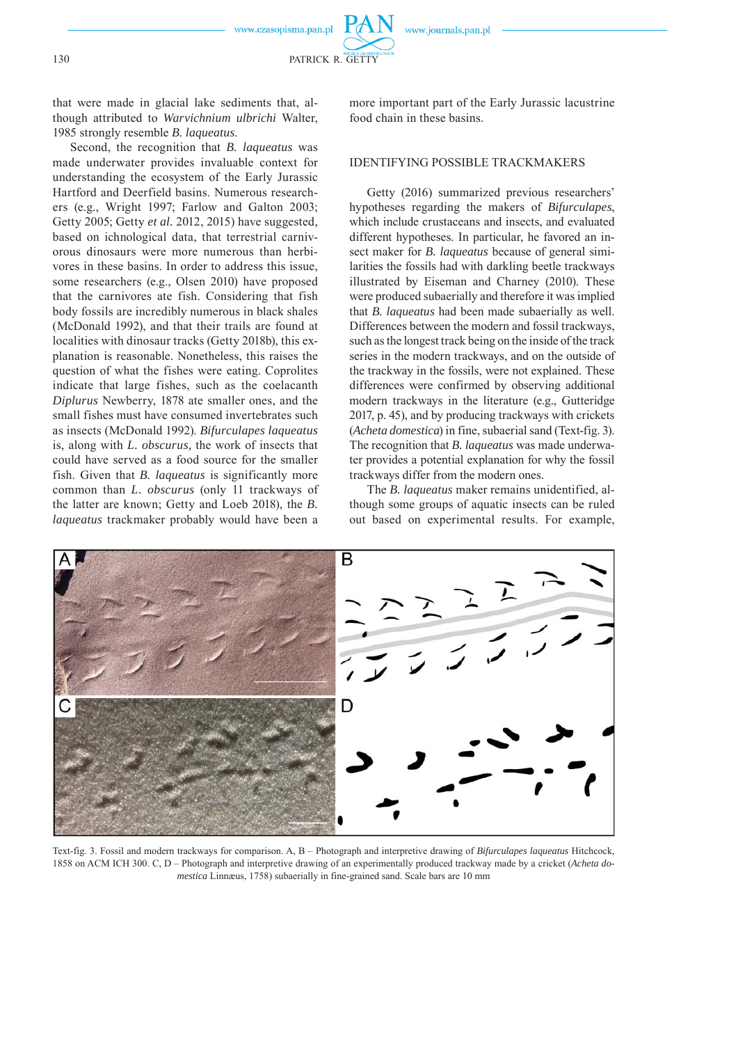that were made in glacial lake sediments that, although attributed to *Warvichnium ulbrichi* Walter, 1985 strongly resemble *B. laqueatus*.

Second, the recognition that *B. laqueatus* was made underwater provides invaluable context for understanding the ecosystem of the Early Jurassic Hartford and Deerfield basins. Numerous researchers (e.g., Wright 1997; Farlow and Galton 2003; Getty 2005; Getty *et al.* 2012, 2015) have suggested, based on ichnological data, that terrestrial carnivorous dinosaurs were more numerous than herbivores in these basins. In order to address this issue, some researchers (e.g., Olsen 2010) have proposed that the carnivores ate fish. Considering that fish body fossils are incredibly numerous in black shales (McDonald 1992), and that their trails are found at localities with dinosaur tracks (Getty 2018b), this explanation is reasonable. Nonetheless, this raises the question of what the fishes were eating. Coprolites indicate that large fishes, such as the coelacanth *Diplurus* Newberry, 1878 ate smaller ones, and the small fishes must have consumed invertebrates such as insects (McDonald 1992). *Bifurculapes laqueatus* is, along with *L. obscurus,* the work of insects that could have served as a food source for the smaller fish. Given that *B. laqueatus* is significantly more common than *L. obscurus* (only 11 trackways of the latter are known; Getty and Loeb 2018), the *B. laqueatus* trackmaker probably would have been a more important part of the Early Jurassic lacustrine food chain in these basins.

## IDENTIFYING POSSIBLE TRACKMAKERS

Getty (2016) summarized previous researchers' hypotheses regarding the makers of *Bifurculapes*, which include crustaceans and insects, and evaluated different hypotheses. In particular, he favored an insect maker for *B. laqueatus* because of general similarities the fossils had with darkling beetle trackways illustrated by Eiseman and Charney (2010). These were produced subaerially and therefore it was implied that *B. laqueatus* had been made subaerially as well. Differences between the modern and fossil trackways, such as the longest track being on the inside of the track series in the modern trackways, and on the outside of the trackway in the fossils, were not explained. These differences were confirmed by observing additional modern trackways in the literature (e.g., Gutteridge 2017, p. 45), and by producing trackways with crickets (*Acheta domestica*) in fine, subaerial sand (Text-fig. 3). The recognition that *B. laqueatus* was made underwater provides a potential explanation for why the fossil trackways differ from the modern ones.

The *B. laqueatus* maker remains unidentified, although some groups of aquatic insects can be ruled out based on experimental results. For example,

Text-fig. 3. Fossil and modern trackways for comparison. A, B – Photograph and interpretive drawing of *Bifurculapes laqueatus* Hitchcock, 1858 on ACM ICH 300. C, D – Photograph and interpretive drawing of an experimentally produced trackway made by a cricket (*Acheta domestica* Linnæus, 1758) subaerially in fine-grained sand. Scale bars are 10 mm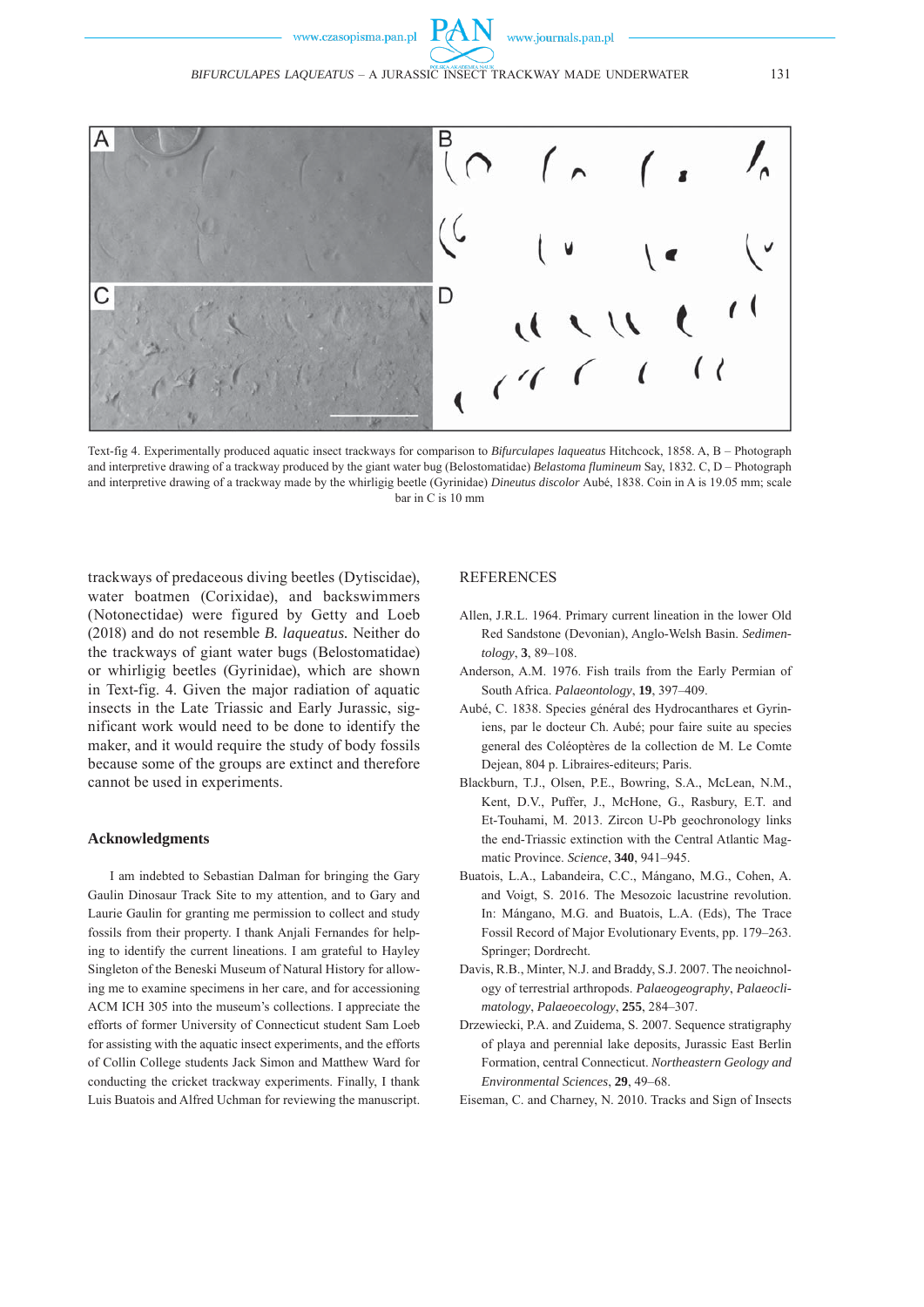Text-fig 4. Experimentally produced aquatic insect trackways for comparison to *Bifurculapes laqueatus* Hitchcock, 1858. A, B – Photograph and interpretive drawing of a trackway produced by the giant water bug (Belostomatidae) *Belastoma flumineum* Say, 1832. C, D – Photograph and interpretive drawing of a trackway made by the whirligig beetle (Gyrinidae) *Dineutus discolor* Aubé, 1838. Coin in A is 19.05 mm; scale bar in C is 10 mm

trackways of predaceous diving beetles (Dytiscidae), water boatmen (Corixidae), and backswimmers (Notonectidae) were figured by Getty and Loeb (2018) and do not resemble *B. laqueatus.* Neither do the trackways of giant water bugs (Belostomatidae) or whirligig beetles (Gyrinidae), which are shown in Text-fig. 4. Given the major radiation of aquatic insects in the Late Triassic and Early Jurassic, significant work would need to be done to identify the maker, and it would require the study of body fossils because some of the groups are extinct and therefore cannot be used in experiments.

## Acknowledgments

I am indebted to Sebastian Dalman for bringing the Gary Gaulin Dinosaur Track Site to my attention, and to Gary and Laurie Gaulin for granting me permission to collect and study fossils from their property. I thank Anjali Fernandes for helping to identify the current lineations. I am grateful to Hayley Singleton of the Beneski Museum of Natural History for allowing me to examine specimens in her care, and for accessioning ACM ICH 305 into the museum's collections. I appreciate the efforts of former University of Connecticut student Sam Loeb for assisting with the aquatic insect experiments, and the efforts of Collin College students Jack Simon and Matthew Ward for conducting the cricket trackway experiments. Finally, I thank Luis Buatois and Alfred Uchman for reviewing the manuscript.

## REFERENCES

Allen, J.R.L. 1964. Primary current lineation in the lower Old Red Sandstone (Devonian), Anglo-Welsh Basin. *Sedimentology*, **3**, 89–108.

Anderson, A.M. 1976. Fish trails from the Early Permian of South Africa. *Palaeontology*, **19**, 397–409.

Aubé, C. 1838. Species général des Hydrocanthares et Gyriniens, par le docteur Ch. Aubé; pour faire suite au species general des Coléoptères de la collection de M. Le Comte Dejean, 804 p. Libraires-editeurs; Paris.

Blackburn, T.J., Olsen, P.E., Bowring, S.A., McLean, N.M., Kent, D.V., Puffer, J., McHone, G., Rasbury, E.T. and Et-Touhami, M. 2013. Zircon U-Pb geochronology links the end-Triassic extinction with the Central Atlantic Magmatic Province. *Science*, **340**, 941–945.

Buatois, L.A., Labandeira, C.C., Mángano, M.G., Cohen, A. and Voigt, S. 2016. The Mesozoic lacustrine revolution. In: Mángano, M.G. and Buatois, L.A. (Eds), The Trace Fossil Record of Major Evolutionary Events, pp. 179–263. Springer; Dordrecht.

Davis, R.B., Minter, N.J. and Braddy, S.J. 2007. The neoichnology of terrestrial arthropods. *Palaeogeography*, *Palaeoclimatology*, *Palaeoecology*, **255**, 284–307.

Drzewiecki, P.A. and Zuidema, S. 2007. Sequence stratigraphy of playa and perennial lake deposits, Jurassic East Berlin Formation, central Connecticut. *Northeastern Geology and Environmental Sciences*, **29**, 49–68.

Eiseman, C. and Charney, N. 2010. Tracks and Sign of Insects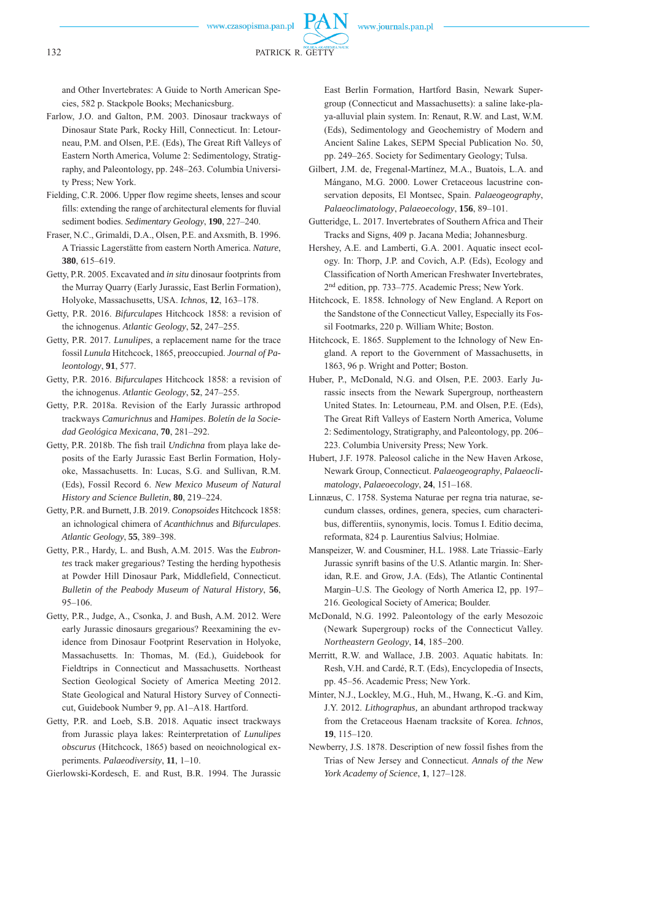and Other Invertebrates: A Guide to North American Species, 582 p. Stackpole Books; Mechanicsburg.

Farlow, J.O. and Galton, P.M. 2003. Dinosaur trackways of Dinosaur State Park, Rocky Hill, Connecticut. In: Letourneau, P.M. and Olsen, P.E. (Eds), The Great Rift Valleys of Eastern North America, Volume 2: Sedimentology, Stratigraphy, and Paleontology, pp. 248–263. Columbia University Press; New York.

Fielding, C.R. 2006. Upper flow regime sheets, lenses and scour fills: extending the range of architectural elements for fluvial sediment bodies. *Sedimentary Geology*, **190**, 227–240.

Fraser, N.C., Grimaldi, D.A., Olsen, P.E. and Axsmith, B. 1996. A Triassic Lagerstätte from eastern North America. *Nature*, **380**, 615–619.

Getty, P.R. 2005. Excavated and *in situ* dinosaur footprints from the Murray Quarry (Early Jurassic, East Berlin Formation), Holyoke, Massachusetts, USA. *Ichnos*, **12**, 163–178.

Getty, P.R. 2016. *Bifurculapes* Hitchcock 1858: a revision of the ichnogenus. *Atlantic Geology*, **52**, 247–255.

Getty, P.R. 2017. *Lunulipes*, a replacement name for the trace fossil *Lunula* Hitchcock, 1865, preoccupied. *Journal of Paleontology*, **91**, 577.

Getty, P.R. 2016. *Bifurculapes* Hitchcock 1858: a revision of the ichnogenus. *Atlantic Geology*, **52**, 247–255.

Getty, P.R. 2018a. Revision of the Early Jurassic arthropod trackways *Camurichnus* and *Hamipes*. *Boletín de la Sociedad Geológica Mexicana*, **70**, 281–292.

Getty, P.R. 2018b. The fish trail *Undichna* from playa lake deposits of the Early Jurassic East Berlin Formation, Holyoke, Massachusetts. In: Lucas, S.G. and Sullivan, R.M. (Eds), Fossil Record 6. *New Mexico Museum of Natural History and Science Bulletin*, **80**, 219–224.

Getty, P.R. and Burnett, J.B. 2019. *Conopsoides* Hitchcock 1858: an ichnological chimera of *Acanthichnus* and *Bifurculapes*. *Atlantic Geology*, **55**, 389–398.

Getty, P.R., Hardy, L. and Bush, A.M. 2015. Was the *Eubrontes* track maker gregarious? Testing the herding hypothesis at Powder Hill Dinosaur Park, Middlefield, Connecticut. *Bulletin of the Peabody Museum of Natural History*, **56**, 95–106.

Getty, P.R., Judge, A., Csonka, J. and Bush, A.M. 2012. Were early Jurassic dinosaurs gregarious? Reexamining the evidence from Dinosaur Footprint Reservation in Holyoke, Massachusetts. In: Thomas, M. (Ed.), Guidebook for Fieldtrips in Connecticut and Massachusetts. Northeast Section Geological Society of America Meeting 2012. State Geological and Natural History Survey of Connecticut, Guidebook Number 9, pp. A1–A18. Hartford.

Getty, P.R. and Loeb, S.B. 2018. Aquatic insect trackways from Jurassic playa lakes: Reinterpretation of *Lunulipes obscurus* (Hitchcock, 1865) based on neoichnological experiments. *Palaeodiversity*, **11**, 1–10.

Gierlowski-Kordesch, E. and Rust, B.R. 1994. The Jurassic East Berlin Formation, Hartford Basin, Newark Supergroup (Connecticut and Massachusetts): a saline lake-playa-alluvial plain system. In: Renaut, R.W. and Last, W.M. (Eds), Sedimentology and Geochemistry of Modern and Ancient Saline Lakes, SEPM Special Publication No. 50, pp. 249–265. Society for Sedimentary Geology; Tulsa.

Gilbert, J.M. de, Fregenal-Martínez, M.A., Buatois, L.A. and Mángano, M.G. 2000. Lower Cretaceous lacustrine conservation deposits, El Montsec, Spain. *Palaeogeography, Palaeoclimatology, Palaeoecology*, **156**, 89–101.

Gutteridge, L. 2017. Invertebrates of Southern Africa and Their Tracks and Signs, 409 p. Jacana Media; Johannesburg.

Hershey, A.E. and Lamberti, G.A. 2001. Aquatic insect ecology. In: Thorp, J.P. and Covich, A.P. (Eds), Ecology and Classification of North American Freshwater Invertebrates, 2nd edition, pp. 733–775. Academic Press; New York.

Hitchcock, E. 1858. Ichnology of New England. A Report on the Sandstone of the Connecticut Valley, Especially its Fossil Footmarks, 220 p. William White; Boston.

Hitchcock, E. 1865. Supplement to the Ichnology of New England. A report to the Government of Massachusetts, in 1863, 96 p. Wright and Potter; Boston.

Huber, P., McDonald, N.G. and Olsen, P.E. 2003. Early Jurassic insects from the Newark Supergroup, northeastern United States. In: Letourneau, P.M. and Olsen, P.E. (Eds), The Great Rift Valleys of Eastern North America, Volume 2: Sedimentology, Stratigraphy, and Paleontology, pp. 206–223. Columbia University Press; New York.

Hubert, J.F. 1978. Paleosol caliche in the New Haven Arkose, Newark Group, Connecticut. *Palaeogeography, Palaeoclimatology, Palaeoecology*, **24**, 151–168.

Linnæus, C. 1758. Systema Naturae per regna tria naturae, secundum classes, ordines, genera, species, cum characteribus, differentiis, synonymis, locis. Tomus I. Editio decima, reformata, 824 p. Laurentius Salvius; Holmiae.

Manspeizer, W. and Cousminer, H.L. 1988. Late Triassic–Early Jurassic synrift basins of the U.S. Atlantic margin. In: Sheridan, R.E. and Grow, J.A. (Eds), The Atlantic Continental Margin–U.S. The Geology of North America I2, pp. 197–216. Geological Society of America; Boulder.

McDonald, N.G. 1992. Paleontology of the early Mesozoic (Newark Supergroup) rocks of the Connecticut Valley. *Northeastern Geology*, **14**, 185–200.

Merritt, R.W. and Wallace, J.B. 2003. Aquatic habitats. In: Resh, V.H. and Cardé, R.T. (Eds), Encyclopedia of Insects, pp. 45–56. Academic Press; New York.

Minter, N.J., Lockley, M.G., Huh, M., Hwang, K.-G. and Kim, J.Y. 2012. *Lithographus,* an abundant arthropod trackway from the Cretaceous Haenam tracksite of Korea. *Ichnos*, **19**, 115–120.

Newberry, J.S. 1878. Description of new fossil fishes from the Trias of New Jersey and Connecticut. *Annals of the New York Academy of Science*, **1**, 127–128.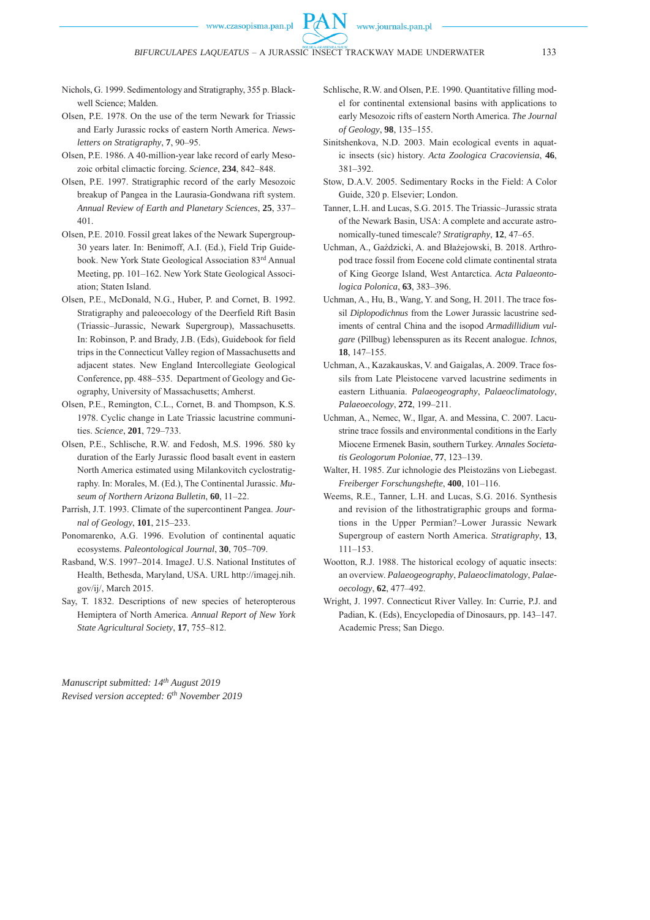Nichols, G. 1999. Sedimentology and Stratigraphy, 355 p. Blackwell Science; Malden.

Olsen, P.E. 1978. On the use of the term Newark for Triassic and Early Jurassic rocks of eastern North America. *Newsletters on Stratigraphy*, **7**, 90–95.

Olsen, P.E. 1986. A 40-million-year lake record of early Mesozoic orbital climactic forcing. *Science*, **234**, 842–848.

Olsen, P.E. 1997. Stratigraphic record of the early Mesozoic breakup of Pangea in the Laurasia-Gondwana rift system. *Annual Review of Earth and Planetary Sciences*, **25**, 337–401.

Olsen, P.E. 2010. Fossil great lakes of the Newark Supergroup-30 years later. In: Benimoff, A.I. (Ed.), Field Trip Guidebook. New York State Geological Association 83rd Annual Meeting, pp. 101–162. New York State Geological Association; Staten Island.

Olsen, P.E., McDonald, N.G., Huber, P. and Cornet, B. 1992. Stratigraphy and paleoecology of the Deerfield Rift Basin (Triassic–Jurassic, Newark Supergroup), Massachusetts. In: Robinson, P. and Brady, J.B. (Eds), Guidebook for field trips in the Connecticut Valley region of Massachusetts and adjacent states. New England Intercollegiate Geological Conference, pp. 488–535. Department of Geology and Geography, University of Massachusetts; Amherst.

Olsen, P.E., Remington, C.L., Cornet, B. and Thompson, K.S. 1978. Cyclic change in Late Triassic lacustrine communities. *Science*, **201**, 729–733.

Olsen, P.E., Schlische, R.W. and Fedosh, M.S. 1996. 580 ky duration of the Early Jurassic flood basalt event in eastern North America estimated using Milankovitch cyclostratigraphy. In: Morales, M. (Ed.), The Continental Jurassic. *Museum of Northern Arizona Bulletin*, **60**, 11–22.

Parrish, J.T. 1993. Climate of the supercontinent Pangea. *Journal of Geology*, **101**, 215–233.

Ponomarenko, A.G. 1996. Evolution of continental aquatic ecosystems. *Paleontological Journal*, **30**, 705–709.

Rasband, W.S. 1997–2014. ImageJ. U.S. National Institutes of Health, Bethesda, Maryland, USA. URL http://imagej.nih.gov/ij/, March 2015.

Say, T. 1832. Descriptions of new species of heteropterous Hemiptera of North America. *Annual Report of New York State Agricultural Society*, **17**, 755–812.

Schlische, R.W. and Olsen, P.E. 1990. Quantitative filling model for continental extensional basins with applications to early Mesozoic rifts of eastern North America. *The Journal of Geology*, **98**, 135–155.

Sinitshenkova, N.D. 2003. Main ecological events in aquatic insects (sic) history. *Acta Zoologica Cracoviensia*, **46**, 381–392.

Stow, D.A.V. 2005. Sedimentary Rocks in the Field: A Color Guide, 320 p. Elsevier; London.

Tanner, L.H. and Lucas, S.G. 2015. The Triassic–Jurassic strata of the Newark Basin, USA: A complete and accurate astronomically-tuned timescale? *Stratigraphy*, **12**, 47–65.

Uchman, A., Gaździcki, A. and Błażejowski, B. 2018. Arthropod trace fossil from Eocene cold climate continental strata of King George Island, West Antarctica. *Acta Palaeontologica Polonica*, **63**, 383–396.

Uchman, A., Hu, B., Wang, Y. and Song, H. 2011. The trace fossil *Diplopodichnus* from the Lower Jurassic lacustrine sediments of central China and the isopod *Armadillidium vulgare* (Pillbug) lebensspuren as its Recent analogue. *Ichnos*, **18**, 147–155.

Uchman, A., Kazakauskas, V. and Gaigalas, A. 2009. Trace fossils from Late Pleistocene varved lacustrine sediments in eastern Lithuania. *Palaeogeography*, *Palaeoclimatology*, *Palaeoecology*, **272**, 199–211.

Uchman, A., Nemec, W., Ilgar, A. and Messina, C. 2007. Lacustrine trace fossils and environmental conditions in the Early Miocene Ermenek Basin, southern Turkey. *Annales Societatis Geologorum Poloniae*, **77**, 123–139.

Walter, H. 1985. Zur ichnologie des Pleistozäns von Liebegast. *Freiberger Forschungshefte*, **400**, 101–116.

Weems, R.E., Tanner, L.H. and Lucas, S.G. 2016. Synthesis and revision of the lithostratigraphic groups and formations in the Upper Permian?–Lower Jurassic Newark Supergroup of eastern North America. *Stratigraphy*, **13**, 111–153.

Wootton, R.J. 1988. The historical ecology of aquatic insects: an overview. *Palaeogeography*, *Palaeoclimatology*, *Palaeoecology*, **62**, 477–492.

Wright, J. 1997. Connecticut River Valley. In: Currie, P.J. and Padian, K. (Eds), Encyclopedia of Dinosaurs, pp. 143–147. Academic Press; San Diego.

*Manuscript submitted: 14th August 2019*
*Revised version accepted: 6th November 2019*